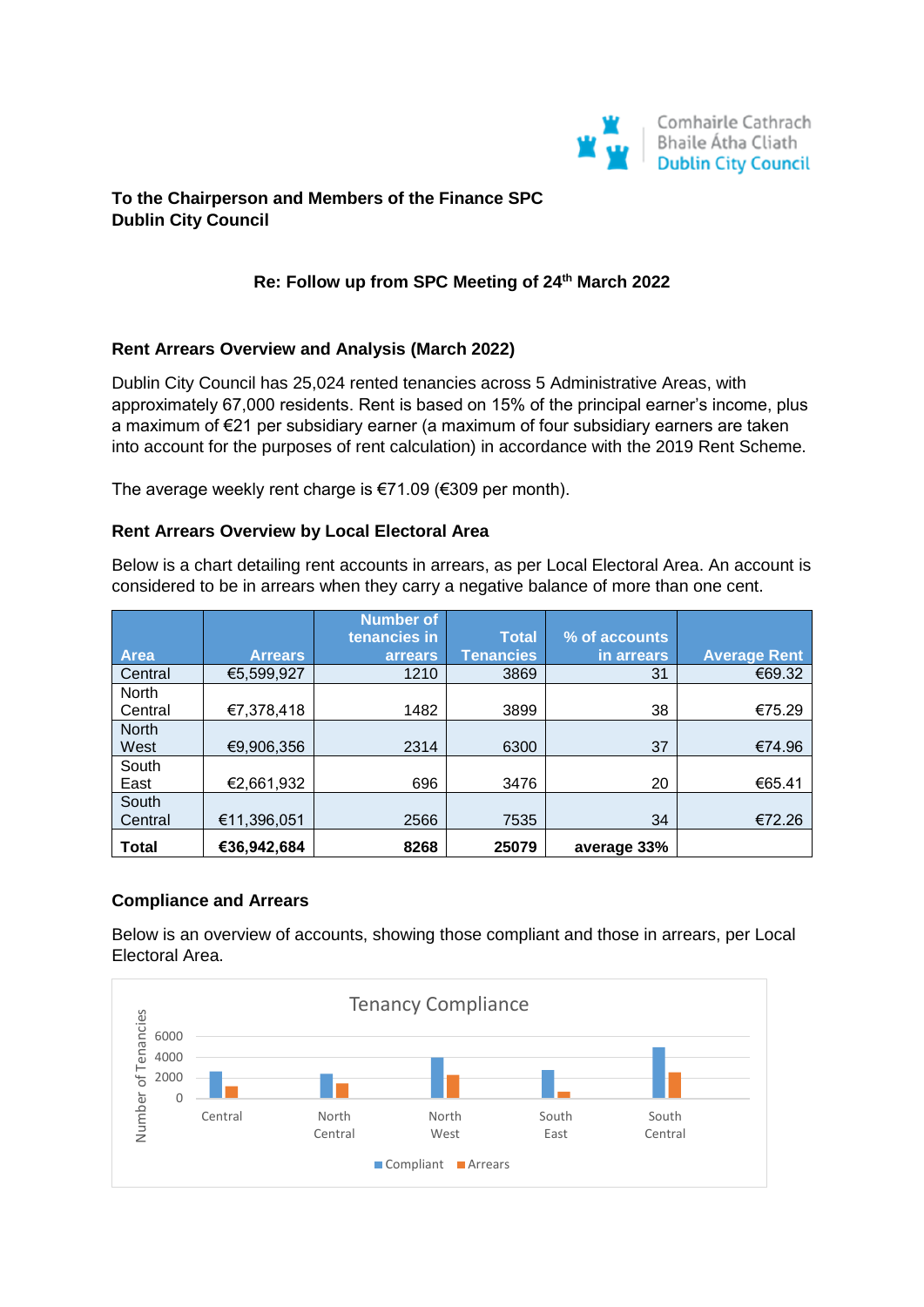Comhairle Cathrach Bhaile Átha Cliath
Dublin City Council

**To the Chairperson and Members of the Finance SPC**
**Dublin City Council**

**Re: Follow up from SPC Meeting of 24th March 2022**

**Rent Arrears Overview and Analysis (March 2022)**

Dublin City Council has 25,024 rented tenancies across 5 Administrative Areas, with approximately 67,000 residents. Rent is based on 15% of the principal earner's income, plus a maximum of €21 per subsidiary earner (a maximum of four subsidiary earners are taken into account for the purposes of rent calculation) in accordance with the 2019 Rent Scheme.

The average weekly rent charge is €71.09 (€309 per month).

**Rent Arrears Overview by Local Electoral Area**

Below is a chart detailing rent accounts in arrears, as per Local Electoral Area. An account is considered to be in arrears when they carry a negative balance of more than one cent.

| Area | Arrears | Number of tenancies in arrears | Total Tenancies | % of accounts in arrears | Average Rent |
|---|---|---|---|---|---|
| Central | €5,599,927 | 1210 | 3869 | 31 | €69.32 |
| North Central | €7,378,418 | 1482 | 3899 | 38 | €75.29 |
| North West | €9,906,356 | 2314 | 6300 | 37 | €74.96 |
| South East | €2,661,932 | 696 | 3476 | 20 | €65.41 |
| South Central | €11,396,051 | 2566 | 7535 | 34 | €72.26 |
| **Total** | **€36,942,684** | **8268** | **25079** | **average 33%** | |

**Compliance and Arrears**

Below is an overview of accounts, showing those compliant and those in arrears, per Local Electoral Area.

Tenancy Compliance

Number of Tenancies

Compliant | Arrears

Central, North Central, North West, South East, South Central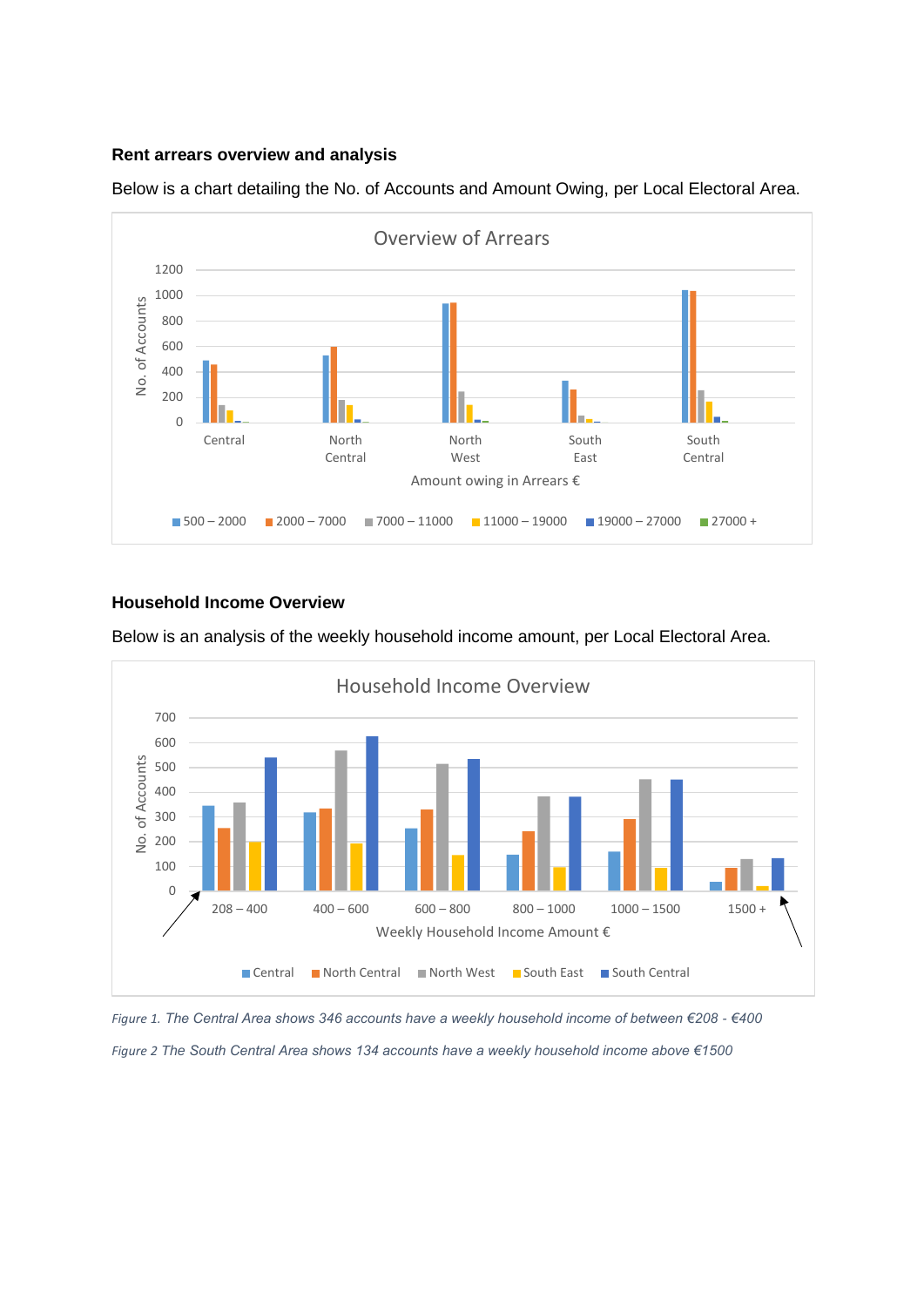**Rent arrears overview and analysis**

Below is a chart detailing the No. of Accounts and Amount Owing, per Local Electoral Area.

**Household Income Overview**

Below is an analysis of the weekly household income amount, per Local Electoral Area.

*Figure 1. The Central Area shows 346 accounts have a weekly household income of between €208 - €400*

*Figure 2 The South Central Area shows 134 accounts have a weekly household income above €1500*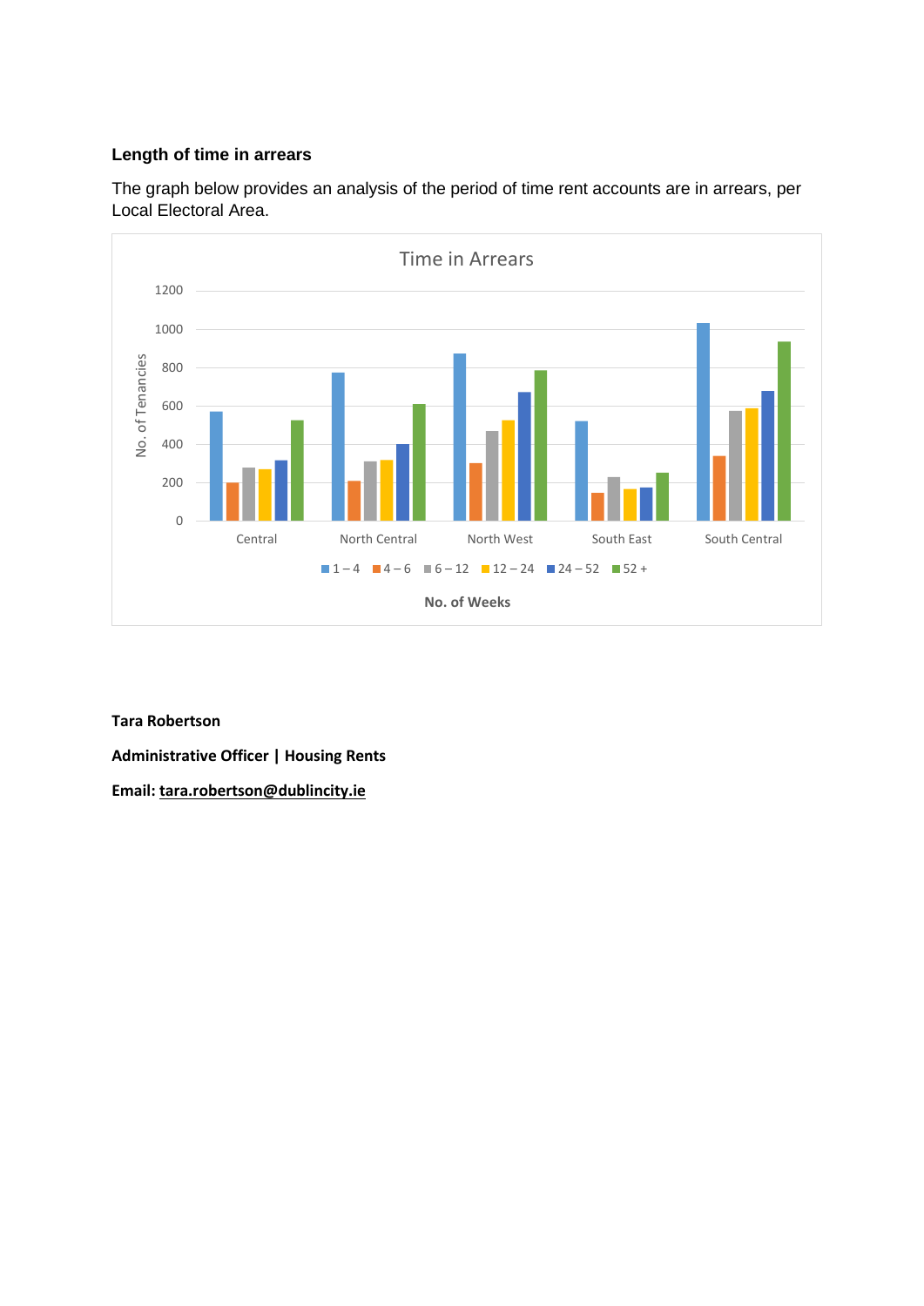### Length of time in arrears

The graph below provides an analysis of the period of time rent accounts are in arrears, per Local Electoral Area.

Time in Arrears

No. of Tenancies

1200
1000
800
600
400
200
0

Central
North Central
North West
South East
South Central

1 – 4
4 – 6
6 – 12
12 – 24
24 – 52
52 +

No. of Weeks

**Tara Robertson**

**Administrative Officer | Housing Rents**

**Email: tara.robertson@dublincity.ie**